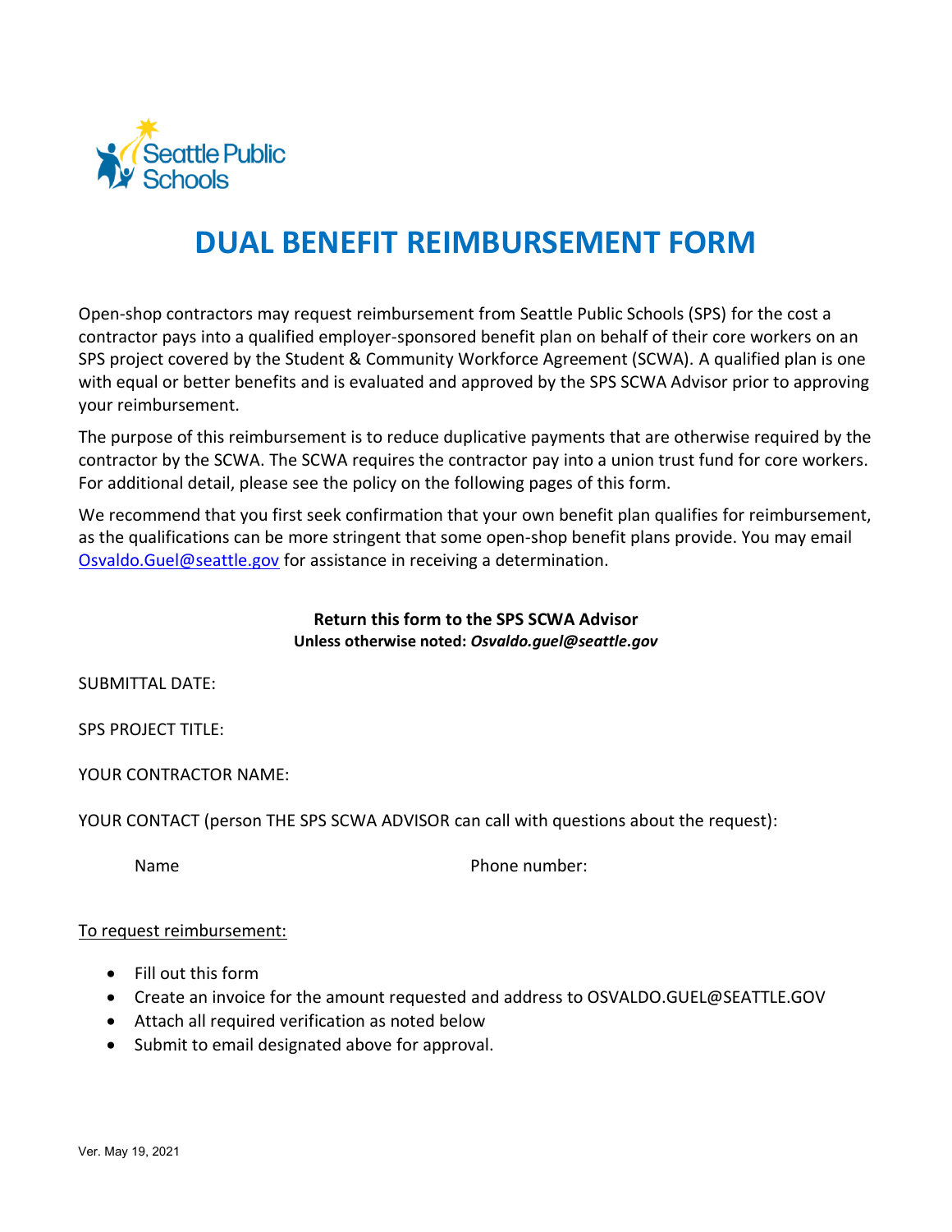# DUAL BENEFIT REIMBURSEMENT FORM

Open-shop contractors may request reimbursement from Seattle Public Schools (SPS) for the cost a contractor pays into a qualified employer-sponsored benefit plan on behalf of their core workers on an SPS project covered by the Student & Community Workforce Agreement (SCWA). A qualified plan is one with equal or better benefits and is evaluated and approved by the SPS SCWA Advisor prior to approving your reimbursement.

The purpose of this reimbursement is to reduce duplicative payments that are otherwise required by the contractor by the SCWA. The SCWA requires the contractor pay into a union trust fund for core workers. For additional detail, please see the policy on the following pages of this form.

We recommend that you first seek confirmation that your own benefit plan qualifies for reimbursement, as the qualifications can be more stringent that some open-shop benefit plans provide. You may email [Osvaldo.Guel@seattle.gov](mailto:Osvaldo.Guel@seattle.gov) for assistance in receiving a determination.

**Return this form to the SPS SCWA Advisor**
**Unless otherwise noted: *Osvaldo.guel@seattle.gov***

SUBMITTAL DATE:

SPS PROJECT TITLE:

YOUR CONTRACTOR NAME:

YOUR CONTACT (person THE SPS SCWA ADVISOR can call with questions about the request):

Name                                        Phone number:

<u>To request reimbursement:</u>

- Fill out this form
- Create an invoice for the amount requested and address to OSVALDO.GUEL@SEATTLE.GOV
- Attach all required verification as noted below
- Submit to email designated above for approval.

Ver. May 19, 2021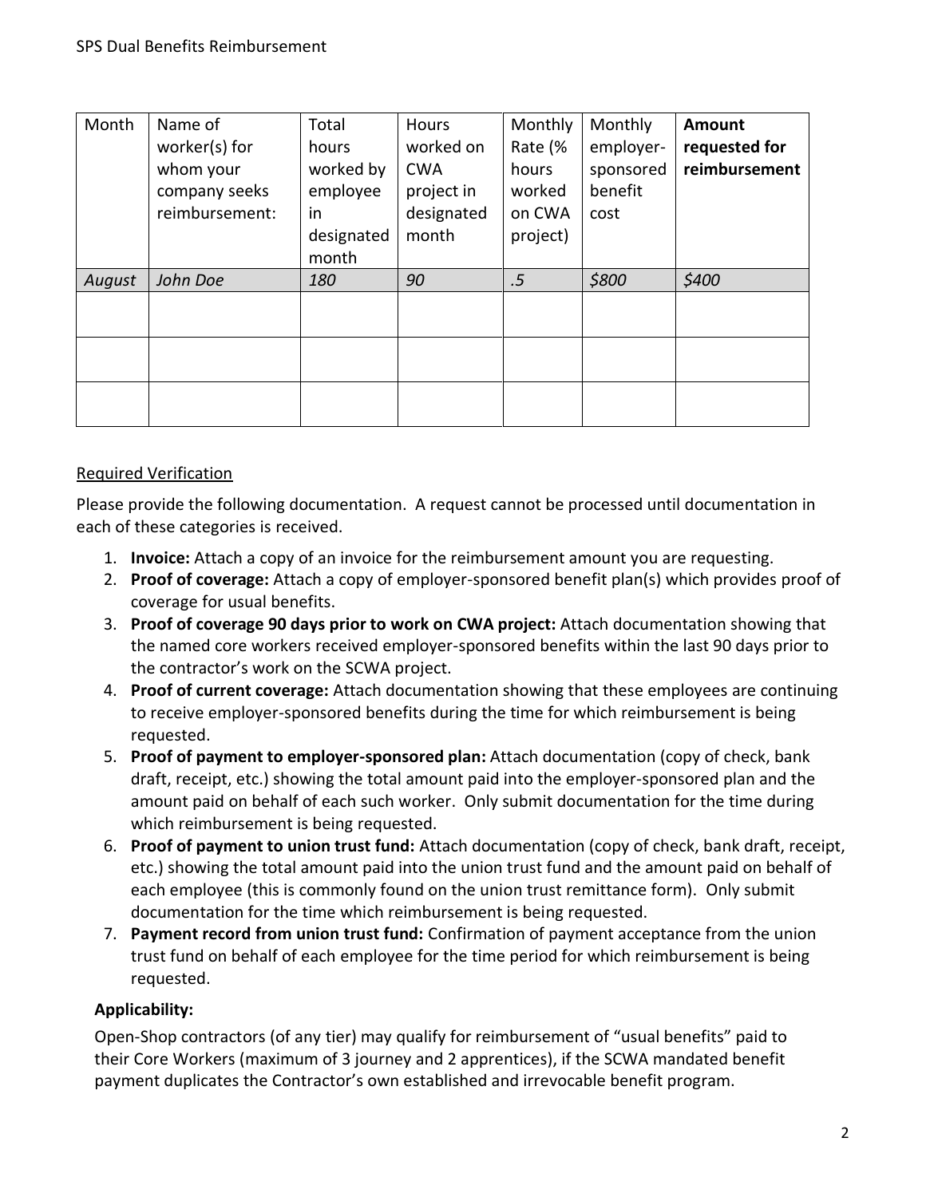| Month | Name of worker(s) for whom your company seeks reimbursement: | Total hours worked by employee in designated month | Hours worked on CWA project in designated month | Monthly Rate (% hours worked on CWA project) | Monthly employer-sponsored benefit cost | **Amount requested for reimbursement** |
|---|---|---|---|---|---|---|
| *August* | *John Doe* | *180* | *90* | *.5* | *$800* | *$400* |
| | | | | | | |
| | | | | | | |
| | | | | | | |

<u>Required Verification</u>

Please provide the following documentation. A request cannot be processed until documentation in each of these categories is received.

1. **Invoice:** Attach a copy of an invoice for the reimbursement amount you are requesting.
2. **Proof of coverage:** Attach a copy of employer-sponsored benefit plan(s) which provides proof of coverage for usual benefits.
3. **Proof of coverage 90 days prior to work on CWA project:** Attach documentation showing that the named core workers received employer-sponsored benefits within the last 90 days prior to the contractor's work on the SCWA project.
4. **Proof of current coverage:** Attach documentation showing that these employees are continuing to receive employer-sponsored benefits during the time for which reimbursement is being requested.
5. **Proof of payment to employer-sponsored plan:** Attach documentation (copy of check, bank draft, receipt, etc.) showing the total amount paid into the employer-sponsored plan and the amount paid on behalf of each such worker. Only submit documentation for the time during which reimbursement is being requested.
6. **Proof of payment to union trust fund:** Attach documentation (copy of check, bank draft, receipt, etc.) showing the total amount paid into the union trust fund and the amount paid on behalf of each employee (this is commonly found on the union trust remittance form). Only submit documentation for the time which reimbursement is being requested.
7. **Payment record from union trust fund:** Confirmation of payment acceptance from the union trust fund on behalf of each employee for the time period for which reimbursement is being requested.

**Applicability:**

Open-Shop contractors (of any tier) may qualify for reimbursement of "usual benefits" paid to their Core Workers (maximum of 3 journey and 2 apprentices), if the SCWA mandated benefit payment duplicates the Contractor's own established and irrevocable benefit program.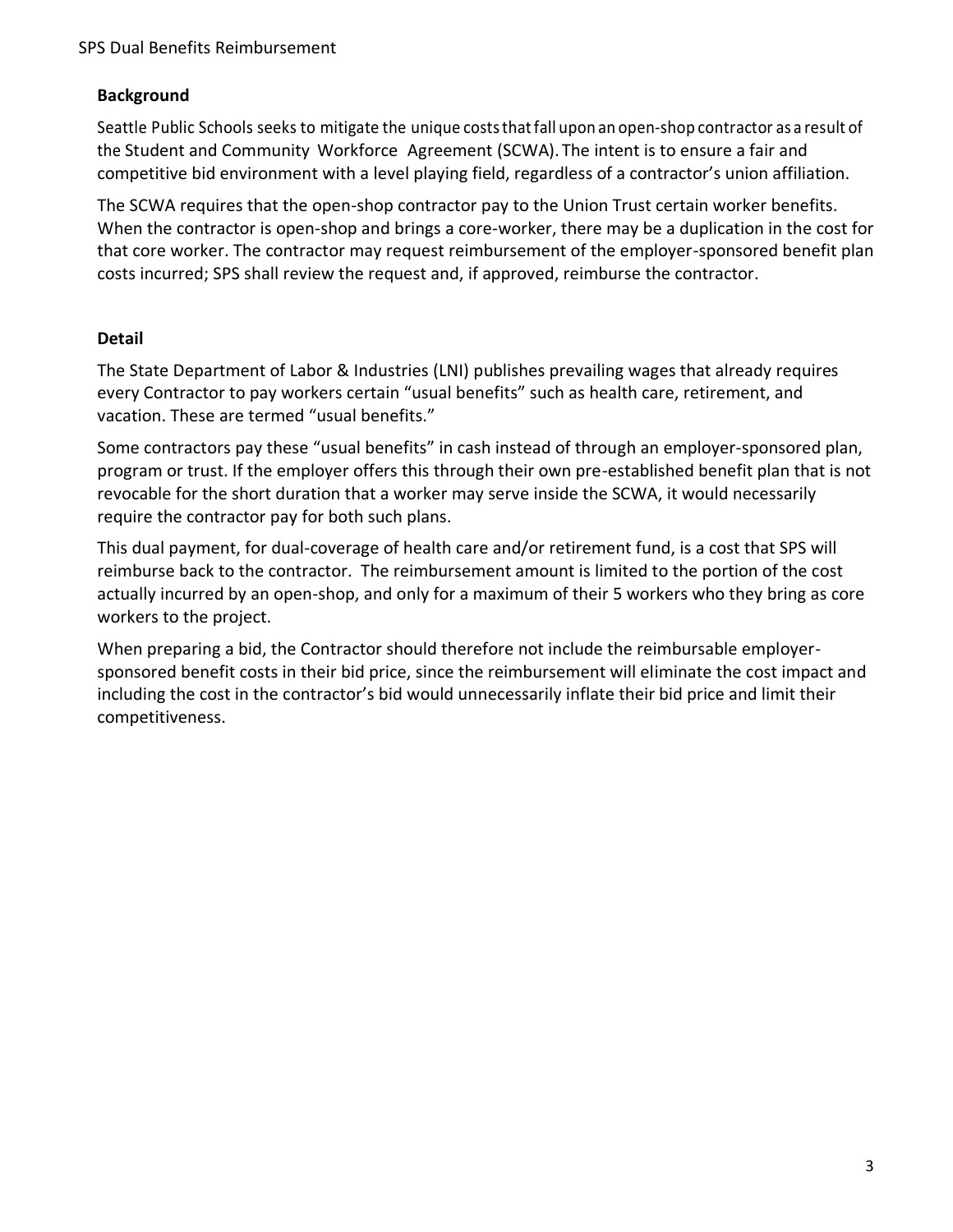## Background

Seattle Public Schools seeks to mitigate the unique costs that fall upon an open-shop contractor as a result of the Student and Community Workforce Agreement (SCWA). The intent is to ensure a fair and competitive bid environment with a level playing field, regardless of a contractor's union affiliation.

The SCWA requires that the open-shop contractor pay to the Union Trust certain worker benefits. When the contractor is open-shop and brings a core-worker, there may be a duplication in the cost for that core worker. The contractor may request reimbursement of the employer-sponsored benefit plan costs incurred; SPS shall review the request and, if approved, reimburse the contractor.

## Detail

The State Department of Labor & Industries (LNI) publishes prevailing wages that already requires every Contractor to pay workers certain "usual benefits" such as health care, retirement, and vacation. These are termed "usual benefits."

Some contractors pay these "usual benefits" in cash instead of through an employer-sponsored plan, program or trust. If the employer offers this through their own pre-established benefit plan that is not revocable for the short duration that a worker may serve inside the SCWA, it would necessarily require the contractor pay for both such plans.

This dual payment, for dual-coverage of health care and/or retirement fund, is a cost that SPS will reimburse back to the contractor. The reimbursement amount is limited to the portion of the cost actually incurred by an open-shop, and only for a maximum of their 5 workers who they bring as core workers to the project.

When preparing a bid, the Contractor should therefore not include the reimbursable employer-sponsored benefit costs in their bid price, since the reimbursement will eliminate the cost impact and including the cost in the contractor's bid would unnecessarily inflate their bid price and limit their competitiveness.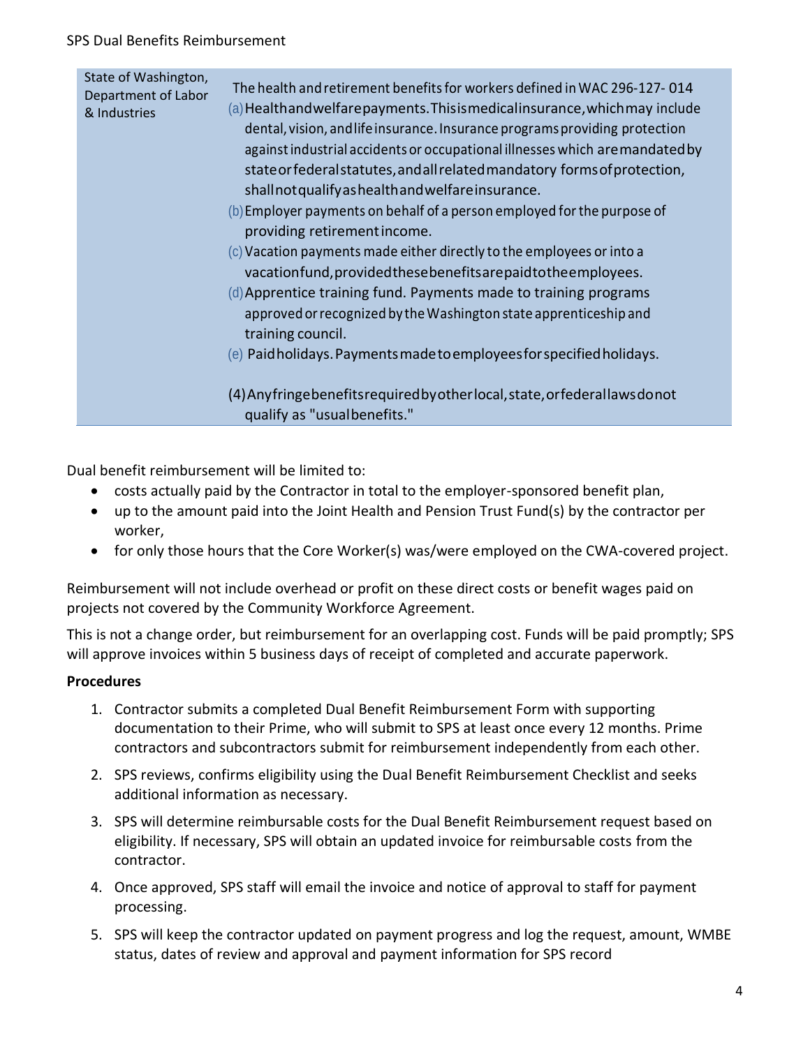| | |
|---|---|
| State of Washington, Department of Labor & Industries | The health and retirement benefits for workers defined in WAC 296-127- 014<br>(a) Health and welfare payments. This is medical insurance, which may include dental, vision, and life insurance. Insurance programs providing protection against industrial accidents or occupational illnesses which are mandated by state or federal statutes, and all related mandatory forms of protection, shall not qualify as health and welfare insurance.<br>(b) Employer payments on behalf of a person employed for the purpose of providing retirement income.<br>(c) Vacation payments made either directly to the employees or into a vacation fund, provided these benefits are paid to the employees.<br>(d) Apprentice training fund. Payments made to training programs approved or recognized by the Washington state apprenticeship and training council.<br>(e) Paid holidays. Payments made to employees for specified holidays.<br><br>(4) Any fringe benefits required by other local, state, or federal laws do not qualify as "usual benefits." |

Dual benefit reimbursement will be limited to:

- costs actually paid by the Contractor in total to the employer-sponsored benefit plan,
- up to the amount paid into the Joint Health and Pension Trust Fund(s) by the contractor per worker,
- for only those hours that the Core Worker(s) was/were employed on the CWA-covered project.

Reimbursement will not include overhead or profit on these direct costs or benefit wages paid on projects not covered by the Community Workforce Agreement.

This is not a change order, but reimbursement for an overlapping cost. Funds will be paid promptly; SPS will approve invoices within 5 business days of receipt of completed and accurate paperwork.

**Procedures**

1. Contractor submits a completed Dual Benefit Reimbursement Form with supporting documentation to their Prime, who will submit to SPS at least once every 12 months. Prime contractors and subcontractors submit for reimbursement independently from each other.
2. SPS reviews, confirms eligibility using the Dual Benefit Reimbursement Checklist and seeks additional information as necessary.
3. SPS will determine reimbursable costs for the Dual Benefit Reimbursement request based on eligibility. If necessary, SPS will obtain an updated invoice for reimbursable costs from the contractor.
4. Once approved, SPS staff will email the invoice and notice of approval to staff for payment processing.
5. SPS will keep the contractor updated on payment progress and log the request, amount, WMBE status, dates of review and approval and payment information for SPS record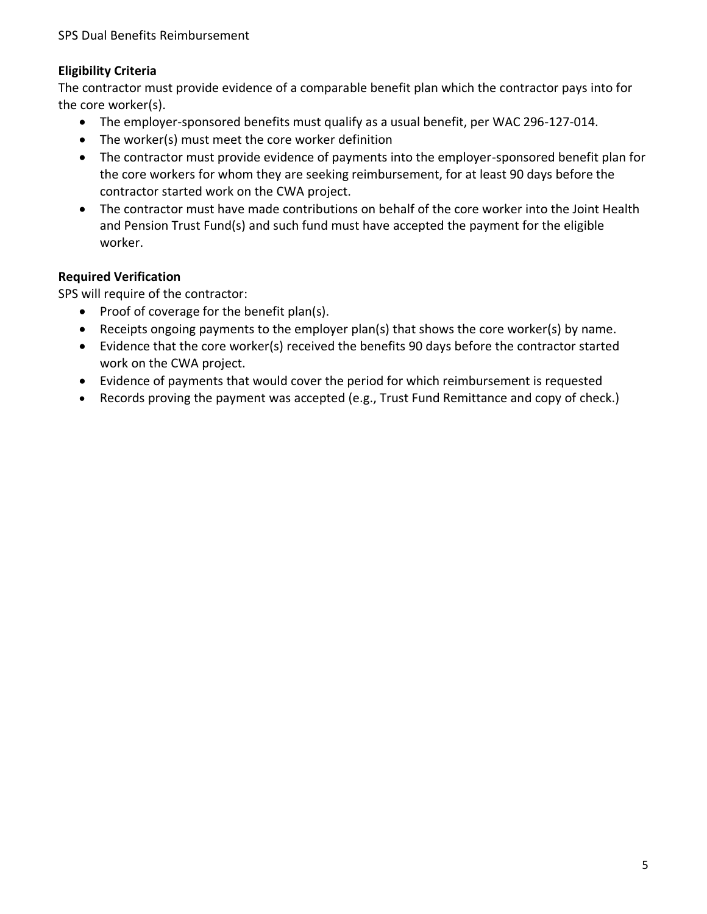**Eligibility Criteria**

The contractor must provide evidence of a comparable benefit plan which the contractor pays into for the core worker(s).

- The employer-sponsored benefits must qualify as a usual benefit, per WAC 296-127-014.
- The worker(s) must meet the core worker definition
- The contractor must provide evidence of payments into the employer-sponsored benefit plan for the core workers for whom they are seeking reimbursement, for at least 90 days before the contractor started work on the CWA project.
- The contractor must have made contributions on behalf of the core worker into the Joint Health and Pension Trust Fund(s) and such fund must have accepted the payment for the eligible worker.

**Required Verification**

SPS will require of the contractor:

- Proof of coverage for the benefit plan(s).
- Receipts ongoing payments to the employer plan(s) that shows the core worker(s) by name.
- Evidence that the core worker(s) received the benefits 90 days before the contractor started work on the CWA project.
- Evidence of payments that would cover the period for which reimbursement is requested
- Records proving the payment was accepted (e.g., Trust Fund Remittance and copy of check.)